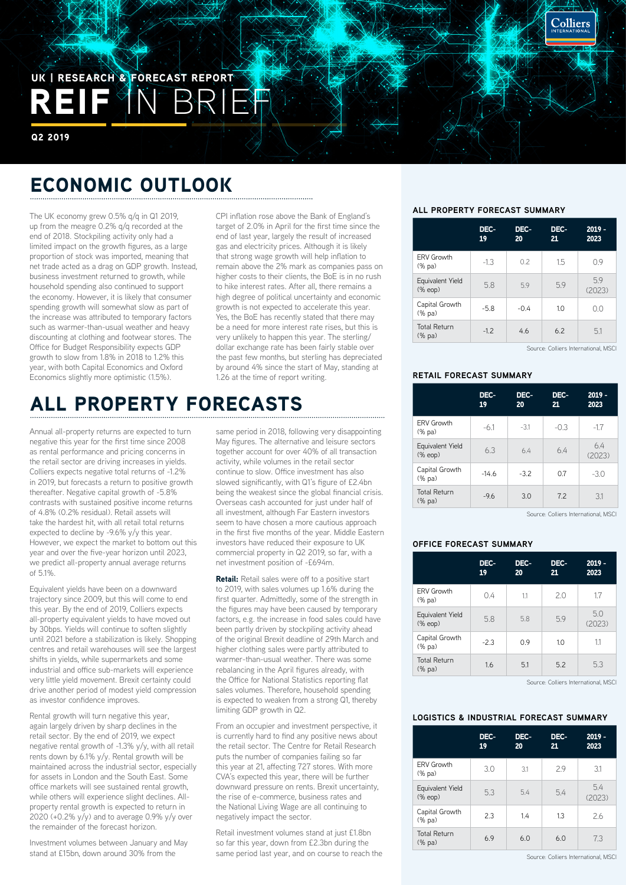UK | RESEARCH & FORECAST REPORT

# REIF IN BRIEF

Q2 2019

## ECONOMIC OUTLOOK

The UK economy grew 0.5% q/q in Q1 2019, up from the meagre 0.2% q/q recorded at the end of 2018. Stockpiling activity only had a limited impact on the growth figures, as a large proportion of stock was imported, meaning that net trade acted as a drag on GDP growth. Instead, business investment returned to growth, while household spending also continued to support the economy. However, it is likely that consumer spending growth will somewhat slow as part of the increase was attributed to temporary factors such as warmer-than-usual weather and heavy discounting at clothing and footwear stores. The Office for Budget Responsibility expects GDP growth to slow from 1.8% in 2018 to 1.2% this year, with both Capital Economics and Oxford Economics slightly more optimistic (1.5%).

CPI inflation rose above the Bank of England's target of 2.0% in April for the first time since the end of last year, largely the result of increased gas and electricity prices. Although it is likely that strong wage growth will help inflation to remain above the 2% mark as companies pass on higher costs to their clients, the BoE is in no rush to hike interest rates. After all, there remains a high degree of political uncertainty and economic growth is not expected to accelerate this year. Yes, the BoE has recently stated that there may be a need for more interest rate rises, but this is very unlikely to happen this year. The sterling/dollar exchange rate has been fairly stable over the past few months, but sterling has depreciated by around 4% since the start of May, standing at 1.26 at the time of report writing.

## ALL PROPERTY FORECASTS

Annual all-property returns are expected to turn negative this year for the first time since 2008 as rental performance and pricing concerns in the retail sector are driving increases in yields. Colliers expects negative total returns of -1.2% in 2019, but forecasts a return to positive growth thereafter. Negative capital growth of -5.8% contrasts with sustained positive income returns of 4.8% (0.2% residual). Retail assets will take the hardest hit, with all retail total returns expected to decline by -9.6% y/y this year. However, we expect the market to bottom out this year and over the five-year horizon until 2023, we predict all-property annual average returns of 5.1%.

Equivalent yields have been on a downward trajectory since 2009, but this will come to end this year. By the end of 2019, Colliers expects all-property equivalent yields to have moved out by 30bps. Yields will continue to soften slightly until 2021 before a stabilization is likely. Shopping centres and retail warehouses will see the largest shifts in yields, while supermarkets and some industrial and office sub-markets will experience very little yield movement. Brexit certainty could drive another period of modest yield compression as investor confidence improves.

Rental growth will turn negative this year, again largely driven by sharp declines in the retail sector. By the end of 2019, we expect negative rental growth of -1.3% y/y, with all retail rents down by 6.1% y/y. Rental growth will be maintained across the industrial sector, especially for assets in London and the South East. Some office markets will see sustained rental growth, while others will experience slight declines. All-property rental growth is expected to return in 2020 (+0.2% y/y) and to average 0.9% y/y over the remainder of the forecast horizon.

Investment volumes between January and May stand at £15bn, down around 30% from the same period in 2018, following very disappointing May figures. The alternative and leisure sectors together account for over 40% of all transaction activity, while volumes in the retail sector continue to slow. Office investment has also slowed significantly, with Q1's figure of £2.4bn being the weakest since the global financial crisis. Overseas cash accounted for just under half of all investment, although Far Eastern investors seem to have chosen a more cautious approach in the first five months of the year. Middle Eastern investors have reduced their exposure to UK commercial property in Q2 2019, so far, with a net investment position of -£694m.

**Retail:** Retail sales were off to a positive start to 2019, with sales volumes up 1.6% during the first quarter. Admittedly, some of the strength in the figures may have been caused by temporary factors, e.g. the increase in food sales could have been partly driven by stockpiling activity ahead of the original Brexit deadline of 29th March and higher clothing sales were partly attributed to warmer-than-usual weather. There was some rebalancing in the April figures already, with the Office for National Statistics reporting flat sales volumes. Therefore, household spending is expected to weaken from a strong Q1, thereby limiting GDP growth in Q2.

From an occupier and investment perspective, it is currently hard to find any positive news about the retail sector. The Centre for Retail Research puts the number of companies failing so far this year at 21, affecting 727 stores. With more CVA's expected this year, there will be further downward pressure on rents. Brexit uncertainty, the rise of e-commerce, business rates and the National Living Wage are all continuing to negatively impact the sector.

Retail investment volumes stand at just £1.8bn so far this year, down from £2.3bn during the same period last year, and on course to reach the

### ALL PROPERTY FORECAST SUMMARY

| | DEC-19 | DEC-20 | DEC-21 | 2019 - 2023 |
|---|---|---|---|---|
| ERV Growth (% pa) | -1.3 | 0.2 | 1.5 | 0.9 |
| Equivalent Yield (% eop) | 5.8 | 5.9 | 5.9 | 5.9 (2023) |
| Capital Growth (% pa) | -5.8 | -0.4 | 1.0 | 0.0 |
| Total Return (% pa) | -1.2 | 4.6 | 6.2 | 5.1 |

Source: Colliers International, MSCI

### RETAIL FORECAST SUMMARY

| | DEC-19 | DEC-20 | DEC-21 | 2019 - 2023 |
|---|---|---|---|---|
| ERV Growth (% pa) | -6.1 | -3.1 | -0.3 | -1.7 |
| Equivalent Yield (% eop) | 6.3 | 6.4 | 6.4 | 6.4 (2023) |
| Capital Growth (% pa) | -14.6 | -3.2 | 0.7 | -3.0 |
| Total Return (% pa) | -9.6 | 3.0 | 7.2 | 3.1 |

Source: Colliers International, MSCI

### OFFICE FORECAST SUMMARY

| | DEC-19 | DEC-20 | DEC-21 | 2019 - 2023 |
|---|---|---|---|---|
| ERV Growth (% pa) | 0.4 | 1.1 | 2.0 | 1.7 |
| Equivalent Yield (% eop) | 5.8 | 5.8 | 5.9 | 5.0 (2023) |
| Capital Growth (% pa) | -2.3 | 0.9 | 1.0 | 1.1 |
| Total Return (% pa) | 1.6 | 5.1 | 5.2 | 5.3 |

Source: Colliers International, MSCI

### LOGISTICS & INDUSTRIAL FORECAST SUMMARY

| | DEC-19 | DEC-20 | DEC-21 | 2019 - 2023 |
|---|---|---|---|---|
| ERV Growth (% pa) | 3.0 | 3.1 | 2.9 | 3.1 |
| Equivalent Yield (% eop) | 5.3 | 5.4 | 5.4 | 5.4 (2023) |
| Capital Growth (% pa) | 2.3 | 1.4 | 1.3 | 2.6 |
| Total Return (% pa) | 6.9 | 6.0 | 6.0 | 7.3 |

Source: Colliers International, MSCI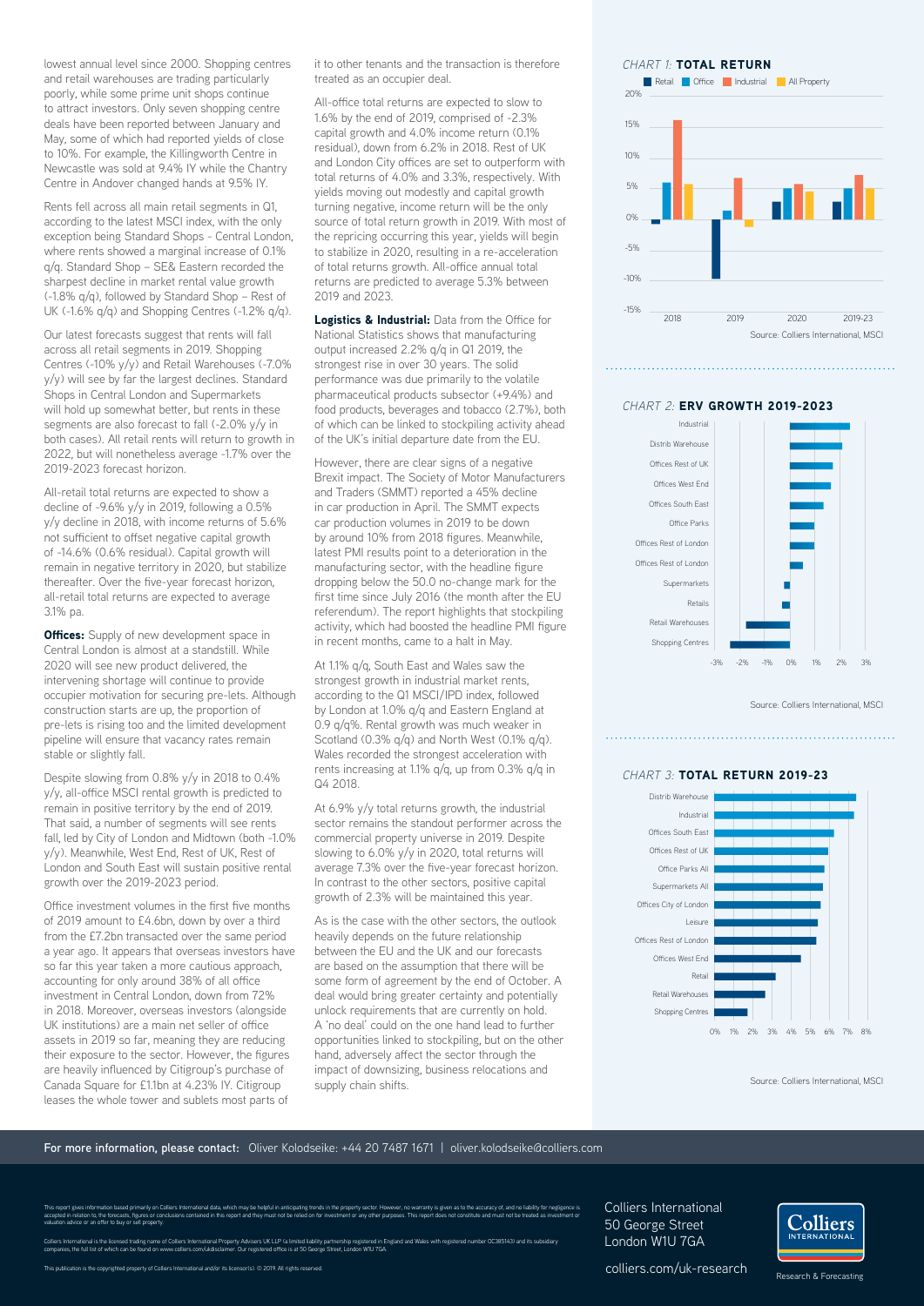lowest annual level since 2000. Shopping centres and retail warehouses are trading particularly poorly, while some prime unit shops continue to attract investors. Only seven shopping centre deals have been reported between January and May, some of which had reported yields of close to 10%. For example, the Killingworth Centre in Newcastle was sold at 9.4% IY while the Chantry Centre in Andover changed hands at 9.5% IY.

Rents fell across all main retail segments in Q1, according to the latest MSCI index, with the only exception being Standard Shops - Central London, where rents showed a marginal increase of 0.1% q/q. Standard Shop – SE& Eastern recorded the sharpest decline in market rental value growth (-1.8% q/q), followed by Standard Shop – Rest of UK (-1.6% q/q) and Shopping Centres (-1.2% q/q).

Our latest forecasts suggest that rents will fall across all retail segments in 2019. Shopping Centres (-10% y/y) and Retail Warehouses (-7.0% y/y) will see by far the largest declines. Standard Shops in Central London and Supermarkets will hold up somewhat better, but rents in these segments are also forecast to fall (-2.0% y/y in both cases). All retail rents will return to growth in 2022, but will nonetheless average -1.7% over the 2019-2023 forecast horizon.

All-retail total returns are expected to show a decline of -9.6% y/y in 2019, following a 0.5% y/y decline in 2018, with income returns of 5.6% not sufficient to offset negative capital growth of -14.6% (0.6% residual). Capital growth will remain in negative territory in 2020, but stabilize thereafter. Over the five-year forecast horizon, all-retail total returns are expected to average 3.1% pa.

**Offices:** Supply of new development space in Central London is almost at a standstill. While 2020 will see new product delivered, the intervening shortage will continue to provide occupier motivation for securing pre-lets. Although construction starts are up, the proportion of pre-lets is rising too and the limited development pipeline will ensure that vacancy rates remain stable or slightly fall.

Despite slowing from 0.8% y/y in 2018 to 0.4% y/y, all-office MSCI rental growth is predicted to remain in positive territory by the end of 2019. That said, a number of segments will see rents fall, led by City of London and Midtown (both -1.0% y/y). Meanwhile, West End, Rest of UK, Rest of London and South East will sustain positive rental growth over the 2019-2023 period.

Office investment volumes in the first five months of 2019 amount to £4.6bn, down by over a third from the £7.2bn transacted over the same period a year ago. It appears that overseas investors have so far this year taken a more cautious approach, accounting for only around 38% of all office investment in Central London, down from 72% in 2018. Moreover, overseas investors (alongside UK institutions) are a main net seller of office assets in 2019 so far, meaning they are reducing their exposure to the sector. However, the figures are heavily influenced by Citigroup's purchase of Canada Square for £1.1bn at 4.23% IY. Citigroup leases the whole tower and sublets most parts of it to other tenants and the transaction is therefore treated as an occupier deal.

All-office total returns are expected to slow to 1.6% by the end of 2019, comprised of -2.3% capital growth and 4.0% income return (0.1% residual), down from 6.2% in 2018. Rest of UK and London City offices are set to outperform with total returns of 4.0% and 3.3%, respectively. With yields moving out modestly and capital growth turning negative, income return will be the only source of total return growth in 2019. With most of the repricing occurring this year, yields will begin to stabilize in 2020, resulting in a re-acceleration of total returns growth. All-office annual total returns are predicted to average 5.3% between 2019 and 2023.

**Logistics & Industrial:** Data from the Office for National Statistics shows that manufacturing output increased 2.2% q/q in Q1 2019, the strongest rise in over 30 years. The solid performance was due primarily to the volatile pharmaceutical products subsector (+9.4%) and food products, beverages and tobacco (2.7%), both of which can be linked to stockpiling activity ahead of the UK's initial departure date from the EU.

However, there are clear signs of a negative Brexit impact. The Society of Motor Manufacturers and Traders (SMMT) reported a 45% decline in car production in April. The SMMT expects car production volumes in 2019 to be down by around 10% from 2018 figures. Meanwhile, latest PMI results point to a deterioration in the manufacturing sector, with the headline figure dropping below the 50.0 no-change mark for the first time since July 2016 (the month after the EU referendum). The report highlights that stockpiling activity, which had boosted the headline PMI figure in recent months, came to a halt in May.

At 1.1% q/q, South East and Wales saw the strongest growth in industrial market rents, according to the Q1 MSCI/IPD index, followed by London at 1.0% q/q and Eastern England at 0.9 q/q%. Rental growth was much weaker in Scotland (0.3% q/q) and North West (0.1% q/q). Wales recorded the strongest acceleration with rents increasing at 1.1% q/q, up from 0.3% q/q in Q4 2018.

At 6.9% y/y total returns growth, the industrial sector remains the standout performer across the commercial property universe in 2019. Despite slowing to 6.0% y/y in 2020, total returns will average 7.3% over the five-year forecast horizon. In contrast to the other sectors, positive capital growth of 2.3% will be maintained this year.

As is the case with the other sectors, the outlook heavily depends on the future relationship between the EU and the UK and our forecasts are based on the assumption that there will be some form of agreement by the end of October. A deal would bring greater certainty and potentially unlock requirements that are currently on hold. A 'no deal' could on the one hand lead to further opportunities linked to stockpiling, but on the other hand, adversely affect the sector through the impact of downsizing, business relocations and supply chain shifts.

*CHART 1:* **TOTAL RETURN**

Retail | Office | Industrial | All Property

20% 15% 10% 5% 0% -5% -10% -15%

2018 2019 2020 2019-23

Source: Colliers International, MSCI

*CHART 2:* **ERV GROWTH 2019-2023**

Industrial
Distrib Warehouse
Offices Rest of UK
Offices West End
Offices South East
Office Parks
Offices Rest of London
Offices Rest of London
Supermarkets
Retails
Retail Warehouses
Shopping Centres

-3% -2% -1% 0% 1% 2% 3%

Source: Colliers International, MSCI

*CHART 3:* **TOTAL RETURN 2019-23**

Distrib Warehouse
Industrial
Offices South East
Offices Rest of UK
Office Parks All
Supermarkets All
Offices City of London
Leisure
Offices Rest of London
Offices West End
Retail
Retail Warehouses
Shopping Centres

0% 1% 2% 3% 4% 5% 6% 7% 8%

Source: Colliers International, MSCI

**For more information, please contact:** Oliver Kolodseike: +44 20 7487 1671 | oliver.kolodseike@colliers.com

This report gives information based primarily on Colliers International data, which may be helpful in anticipating trends in the property sector. However, no warranty is given as to the accuracy of, and no liability for negligence is accepted in relation to, the forecasts, figures or conclusions contained in this report and they must not be relied on for investment or any other purposes. This report does not constitute and must not be treated as investment or valuation advice or an offer to buy or sell property.

Colliers International is the licensed trading name of Colliers International Property Advisers UK LLP (a limited liability partnership registered in England and Wales with registered number OC385143) and its subsidiary companies, the full list of which can be found on www.colliers.com/ukdisclaimer. Our registered office is at 50 George Street, London W1U 7GA.

This publication is the copyrighted property of Colliers International and/or its licensor(s). © 2019. All rights reserved.

Colliers International
50 George Street
London W1U 7GA

colliers.com/uk-research

Research & Forecasting